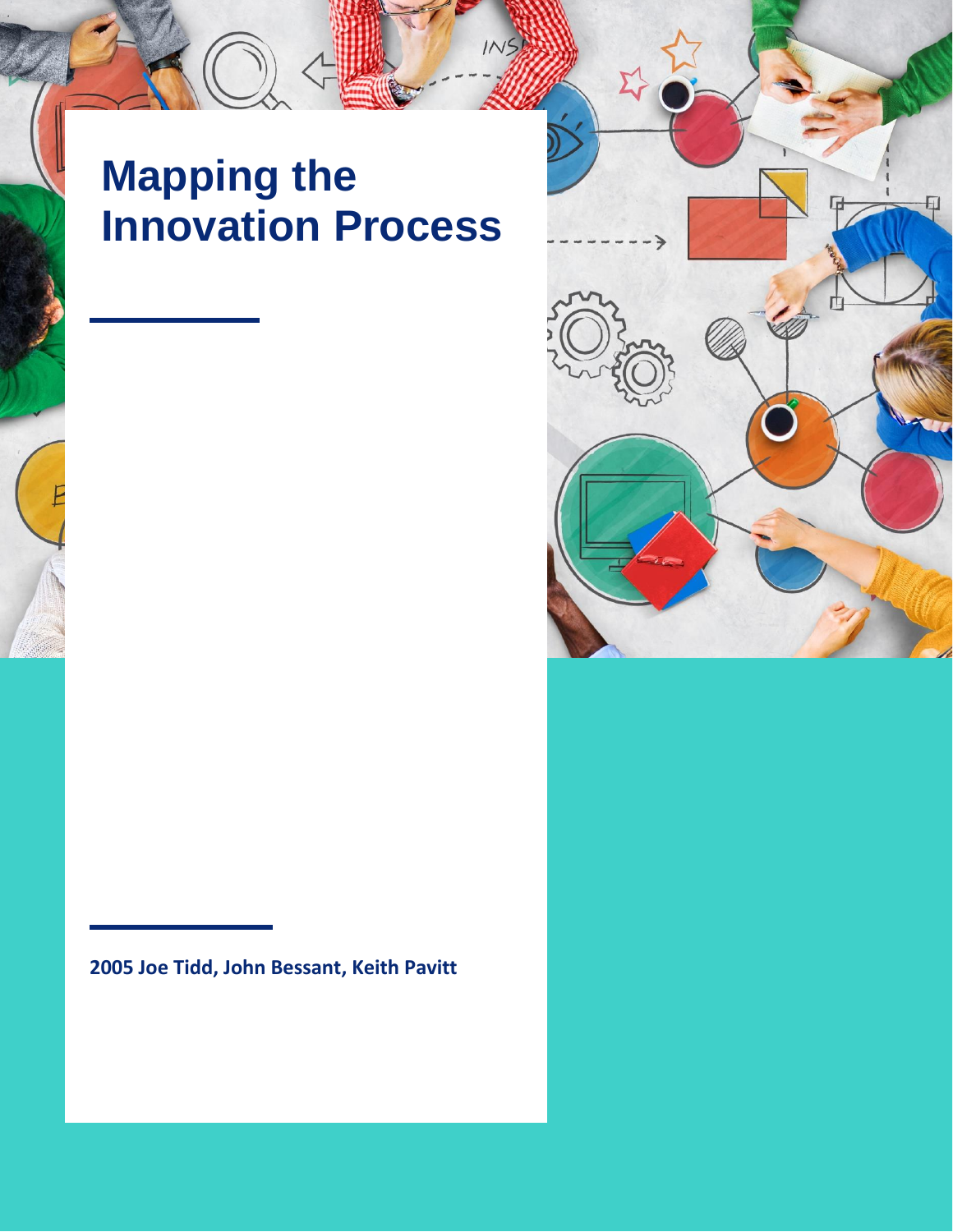# Mapping the Innovation Process

**2005 Joe Tidd, John Bessant, Keith Pavitt**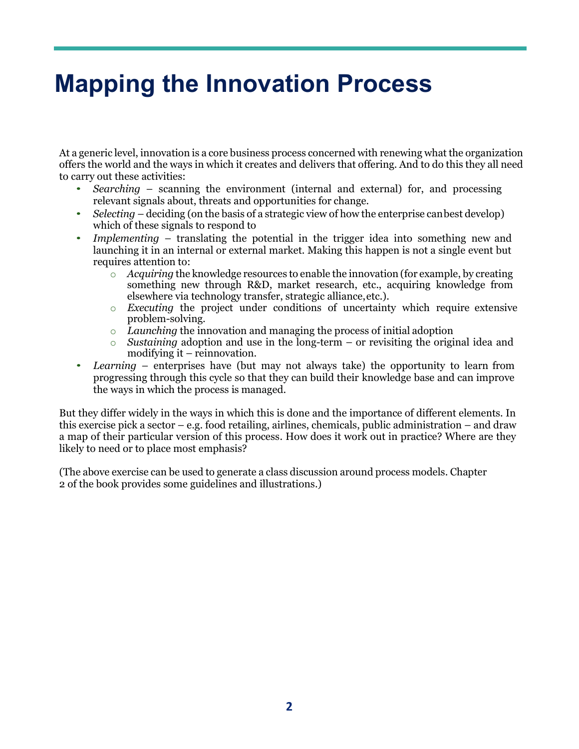# Mapping the Innovation Process

At a generic level, innovation is a core business process concerned with renewing what the organization offers the world and the ways in which it creates and delivers that offering. And to do this they all need to carry out these activities:

- *Searching* – scanning the environment (internal and external) for, and processing relevant signals about, threats and opportunities for change.
- *Selecting* – deciding (on the basis of a strategic view of how the enterprise can best develop) which of these signals to respond to
- *Implementing* – translating the potential in the trigger idea into something new and launching it in an internal or external market. Making this happen is not a single event but requires attention to:
    - *Acquiring* the knowledge resources to enable the innovation (for example, by creating something new through R&D, market research, etc., acquiring knowledge from elsewhere via technology transfer, strategic alliance, etc.).
    - *Executing* the project under conditions of uncertainty which require extensive problem-solving.
    - *Launching* the innovation and managing the process of initial adoption
    - *Sustaining* adoption and use in the long-term – or revisiting the original idea and modifying it – reinnovation.
- *Learning* – enterprises have (but may not always take) the opportunity to learn from progressing through this cycle so that they can build their knowledge base and can improve the ways in which the process is managed.

But they differ widely in the ways in which this is done and the importance of different elements. In this exercise pick a sector – e.g. food retailing, airlines, chemicals, public administration – and draw a map of their particular version of this process. How does it work out in practice? Where are they likely to need or to place most emphasis?

(The above exercise can be used to generate a class discussion around process models. Chapter 2 of the book provides some guidelines and illustrations.)